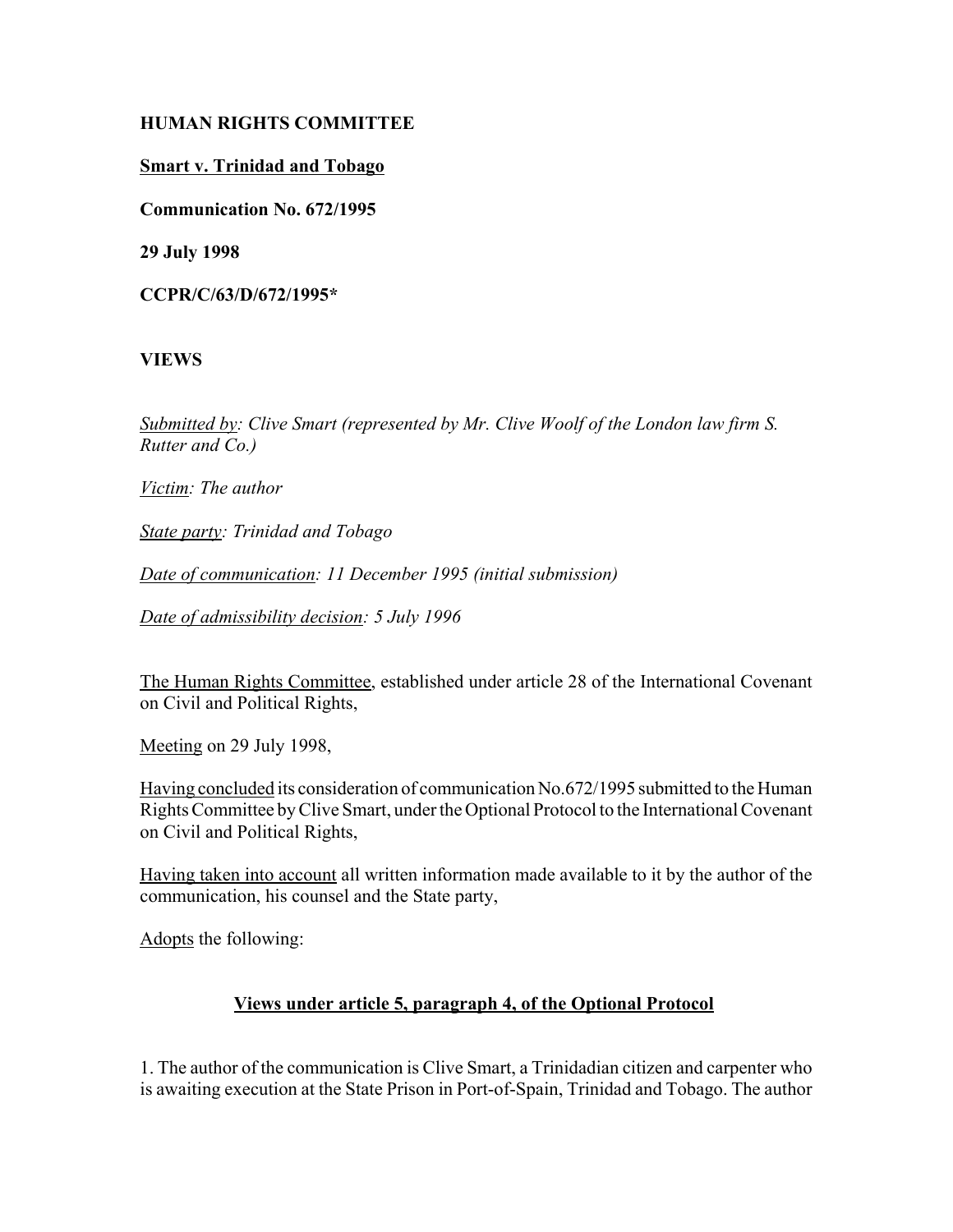**HUMAN RIGHTS COMMITTEE**

**Smart v. Trinidad and Tobago**

**Communication No. 672/1995**

**29 July 1998**

**CCPR/C/63/D/672/1995***

**VIEWS**

*Submitted by: Clive Smart (represented by Mr. Clive Woolf of the London law firm S. Rutter and Co.)*

*Victim: The author*

*State party: Trinidad and Tobago*

*Date of communication: 11 December 1995 (initial submission)*

*Date of admissibility decision: 5 July 1996*

The Human Rights Committee, established under article 28 of the International Covenant on Civil and Political Rights,

Meeting on 29 July 1998,

Having concluded its consideration of communication No.672/1995 submitted to the Human Rights Committee by Clive Smart, under the Optional Protocol to the International Covenant on Civil and Political Rights,

Having taken into account all written information made available to it by the author of the communication, his counsel and the State party,

Adopts the following:

**Views under article 5, paragraph 4, of the Optional Protocol**

1. The author of the communication is Clive Smart, a Trinidadian citizen and carpenter who is awaiting execution at the State Prison in Port-of-Spain, Trinidad and Tobago. The author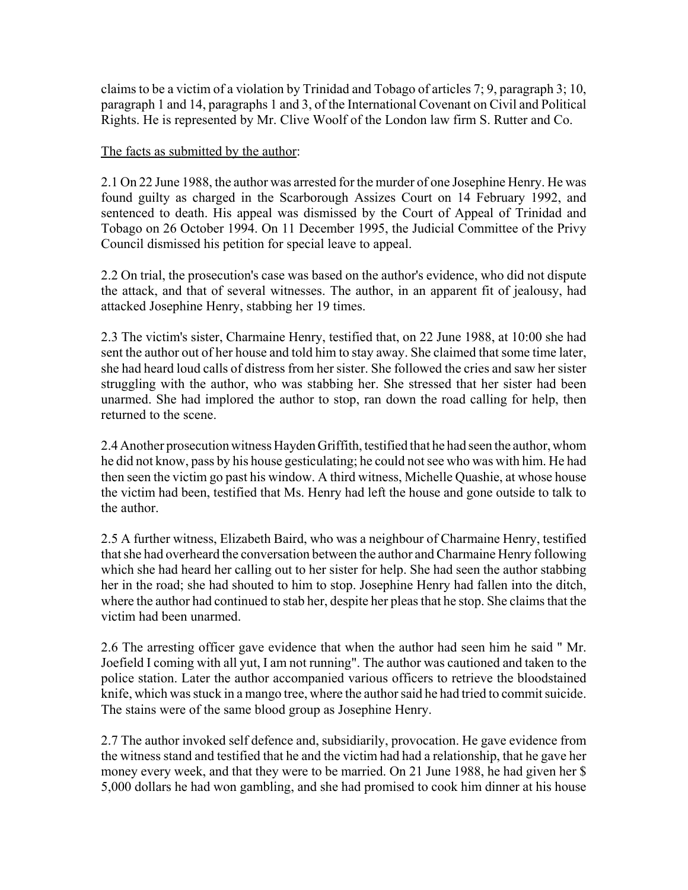claims to be a victim of a violation by Trinidad and Tobago of articles 7; 9, paragraph 3; 10, paragraph 1 and 14, paragraphs 1 and 3, of the International Covenant on Civil and Political Rights. He is represented by Mr. Clive Woolf of the London law firm S. Rutter and Co.

The facts as submitted by the author:

2.1 On 22 June 1988, the author was arrested for the murder of one Josephine Henry. He was found guilty as charged in the Scarborough Assizes Court on 14 February 1992, and sentenced to death. His appeal was dismissed by the Court of Appeal of Trinidad and Tobago on 26 October 1994. On 11 December 1995, the Judicial Committee of the Privy Council dismissed his petition for special leave to appeal.

2.2 On trial, the prosecution's case was based on the author's evidence, who did not dispute the attack, and that of several witnesses. The author, in an apparent fit of jealousy, had attacked Josephine Henry, stabbing her 19 times.

2.3 The victim's sister, Charmaine Henry, testified that, on 22 June 1988, at 10:00 she had sent the author out of her house and told him to stay away. She claimed that some time later, she had heard loud calls of distress from her sister. She followed the cries and saw her sister struggling with the author, who was stabbing her. She stressed that her sister had been unarmed. She had implored the author to stop, ran down the road calling for help, then returned to the scene.

2.4 Another prosecution witness Hayden Griffith, testified that he had seen the author, whom he did not know, pass by his house gesticulating; he could not see who was with him. He had then seen the victim go past his window. A third witness, Michelle Quashie, at whose house the victim had been, testified that Ms. Henry had left the house and gone outside to talk to the author.

2.5 A further witness, Elizabeth Baird, who was a neighbour of Charmaine Henry, testified that she had overheard the conversation between the author and Charmaine Henry following which she had heard her calling out to her sister for help. She had seen the author stabbing her in the road; she had shouted to him to stop. Josephine Henry had fallen into the ditch, where the author had continued to stab her, despite her pleas that he stop. She claims that the victim had been unarmed.

2.6 The arresting officer gave evidence that when the author had seen him he said " Mr. Joefield I coming with all yut, I am not running". The author was cautioned and taken to the police station. Later the author accompanied various officers to retrieve the bloodstained knife, which was stuck in a mango tree, where the author said he had tried to commit suicide. The stains were of the same blood group as Josephine Henry.

2.7 The author invoked self defence and, subsidiarily, provocation. He gave evidence from the witness stand and testified that he and the victim had had a relationship, that he gave her money every week, and that they were to be married. On 21 June 1988, he had given her $ 5,000 dollars he had won gambling, and she had promised to cook him dinner at his house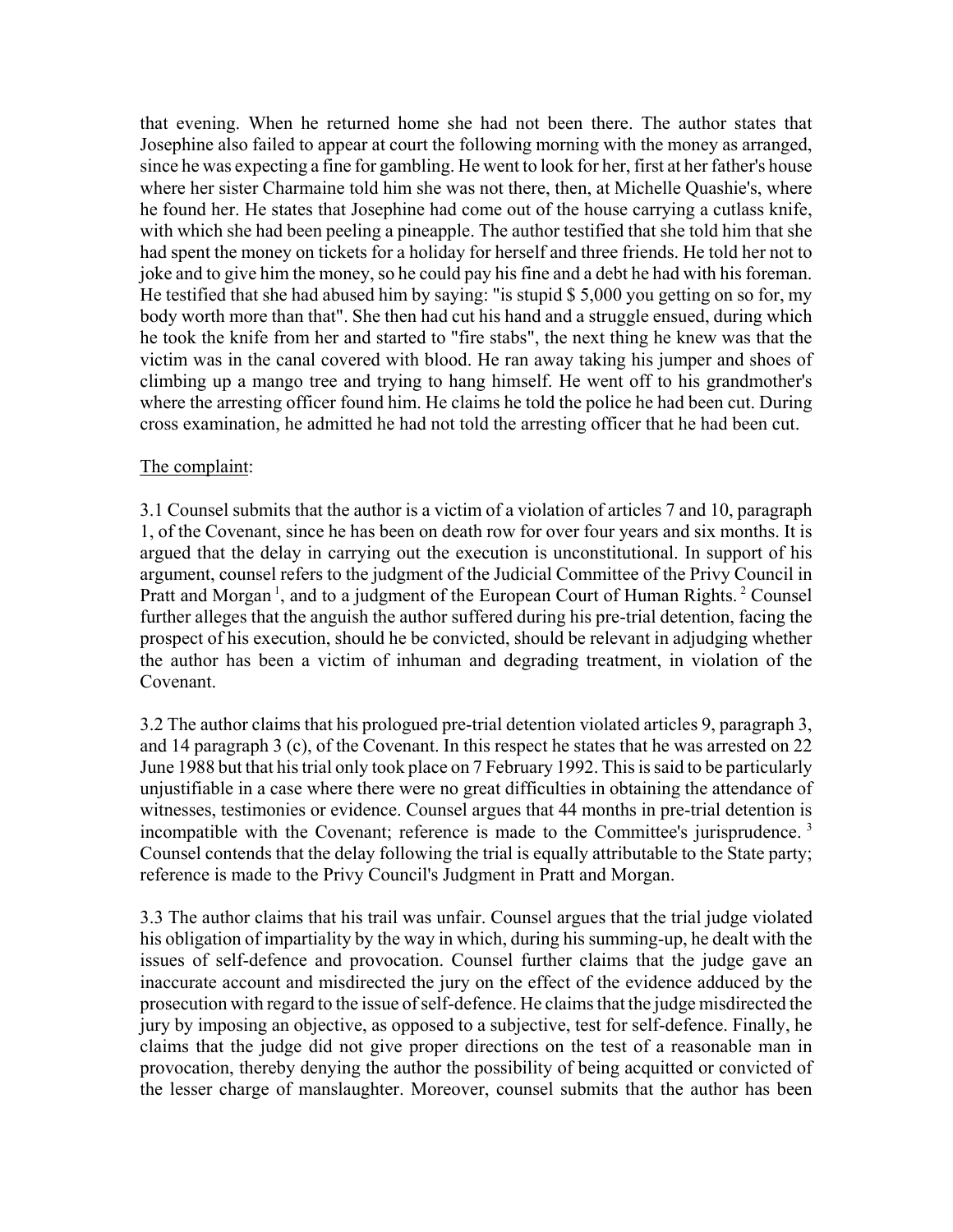that evening. When he returned home she had not been there. The author states that Josephine also failed to appear at court the following morning with the money as arranged, since he was expecting a fine for gambling. He went to look for her, first at her father's house where her sister Charmaine told him she was not there, then, at Michelle Quashie's, where he found her. He states that Josephine had come out of the house carrying a cutlass knife, with which she had been peeling a pineapple. The author testified that she told him that she had spent the money on tickets for a holiday for herself and three friends. He told her not to joke and to give him the money, so he could pay his fine and a debt he had with his foreman. He testified that she had abused him by saying: "is stupid $ 5,000 you getting on so for, my body worth more than that". She then had cut his hand and a struggle ensued, during which he took the knife from her and started to "fire stabs", the next thing he knew was that the victim was in the canal covered with blood. He ran away taking his jumper and shoes of climbing up a mango tree and trying to hang himself. He went off to his grandmother's where the arresting officer found him. He claims he told the police he had been cut. During cross examination, he admitted he had not told the arresting officer that he had been cut.

The complaint:

3.1 Counsel submits that the author is a victim of a violation of articles 7 and 10, paragraph 1, of the Covenant, since he has been on death row for over four years and six months. It is argued that the delay in carrying out the execution is unconstitutional. In support of his argument, counsel refers to the judgment of the Judicial Committee of the Privy Council in Pratt and Morgan [1], and to a judgment of the European Court of Human Rights. [2] Counsel further alleges that the anguish the author suffered during his pre-trial detention, facing the prospect of his execution, should he be convicted, should be relevant in adjudging whether the author has been a victim of inhuman and degrading treatment, in violation of the Covenant.

3.2 The author claims that his prologued pre-trial detention violated articles 9, paragraph 3, and 14 paragraph 3 (c), of the Covenant. In this respect he states that he was arrested on 22 June 1988 but that his trial only took place on 7 February 1992. This is said to be particularly unjustifiable in a case where there were no great difficulties in obtaining the attendance of witnesses, testimonies or evidence. Counsel argues that 44 months in pre-trial detention is incompatible with the Covenant; reference is made to the Committee's jurisprudence. [3] Counsel contends that the delay following the trial is equally attributable to the State party; reference is made to the Privy Council's Judgment in Pratt and Morgan.

3.3 The author claims that his trail was unfair. Counsel argues that the trial judge violated his obligation of impartiality by the way in which, during his summing-up, he dealt with the issues of self-defence and provocation. Counsel further claims that the judge gave an inaccurate account and misdirected the jury on the effect of the evidence adduced by the prosecution with regard to the issue of self-defence. He claims that the judge misdirected the jury by imposing an objective, as opposed to a subjective, test for self-defence. Finally, he claims that the judge did not give proper directions on the test of a reasonable man in provocation, thereby denying the author the possibility of being acquitted or convicted of the lesser charge of manslaughter. Moreover, counsel submits that the author has been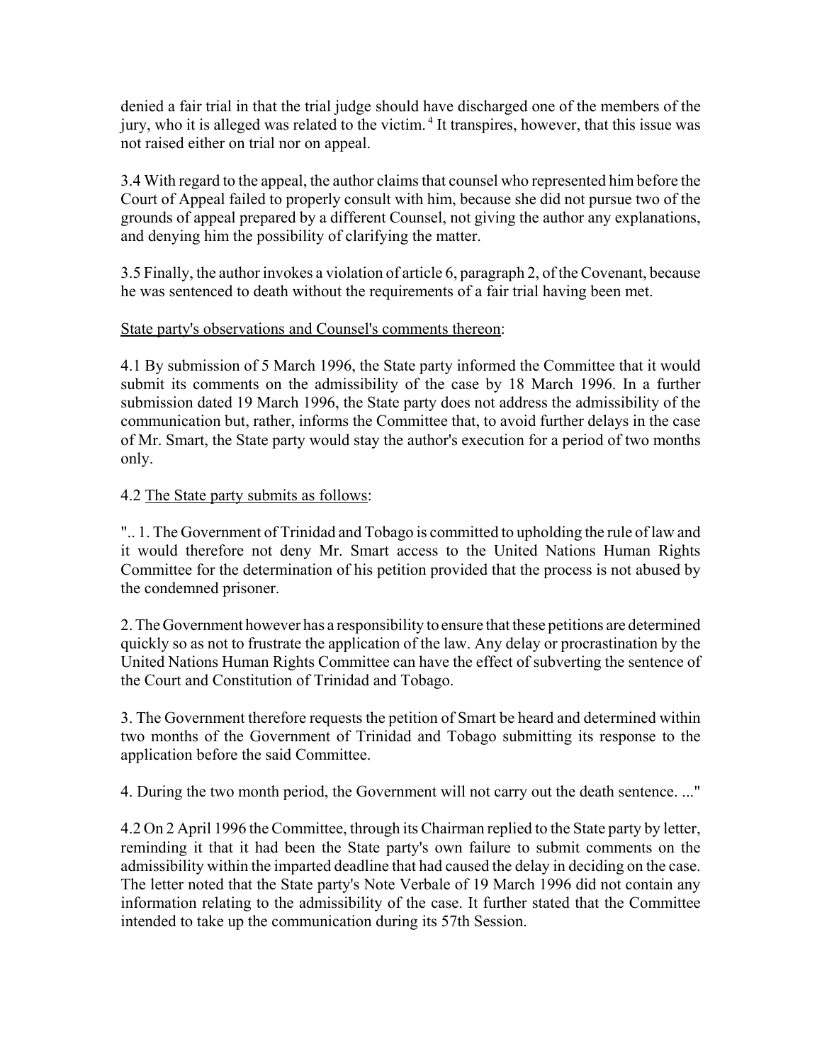denied a fair trial in that the trial judge should have discharged one of the members of the jury, who it is alleged was related to the victim.[4] It transpires, however, that this issue was not raised either on trial nor on appeal.

3.4 With regard to the appeal, the author claims that counsel who represented him before the Court of Appeal failed to properly consult with him, because she did not pursue two of the grounds of appeal prepared by a different Counsel, not giving the author any explanations, and denying him the possibility of clarifying the matter.

3.5 Finally, the author invokes a violation of article 6, paragraph 2, of the Covenant, because he was sentenced to death without the requirements of a fair trial having been met.

State party's observations and Counsel's comments thereon:

4.1 By submission of 5 March 1996, the State party informed the Committee that it would submit its comments on the admissibility of the case by 18 March 1996. In a further submission dated 19 March 1996, the State party does not address the admissibility of the communication but, rather, informs the Committee that, to avoid further delays in the case of Mr. Smart, the State party would stay the author's execution for a period of two months only.

4.2 The State party submits as follows:

".. 1. The Government of Trinidad and Tobago is committed to upholding the rule of law and it would therefore not deny Mr. Smart access to the United Nations Human Rights Committee for the determination of his petition provided that the process is not abused by the condemned prisoner.

2. The Government however has a responsibility to ensure that these petitions are determined quickly so as not to frustrate the application of the law. Any delay or procrastination by the United Nations Human Rights Committee can have the effect of subverting the sentence of the Court and Constitution of Trinidad and Tobago.

3. The Government therefore requests the petition of Smart be heard and determined within two months of the Government of Trinidad and Tobago submitting its response to the application before the said Committee.

4. During the two month period, the Government will not carry out the death sentence. ..."

4.2 On 2 April 1996 the Committee, through its Chairman replied to the State party by letter, reminding it that it had been the State party's own failure to submit comments on the admissibility within the imparted deadline that had caused the delay in deciding on the case. The letter noted that the State party's Note Verbale of 19 March 1996 did not contain any information relating to the admissibility of the case. It further stated that the Committee intended to take up the communication during its 57th Session.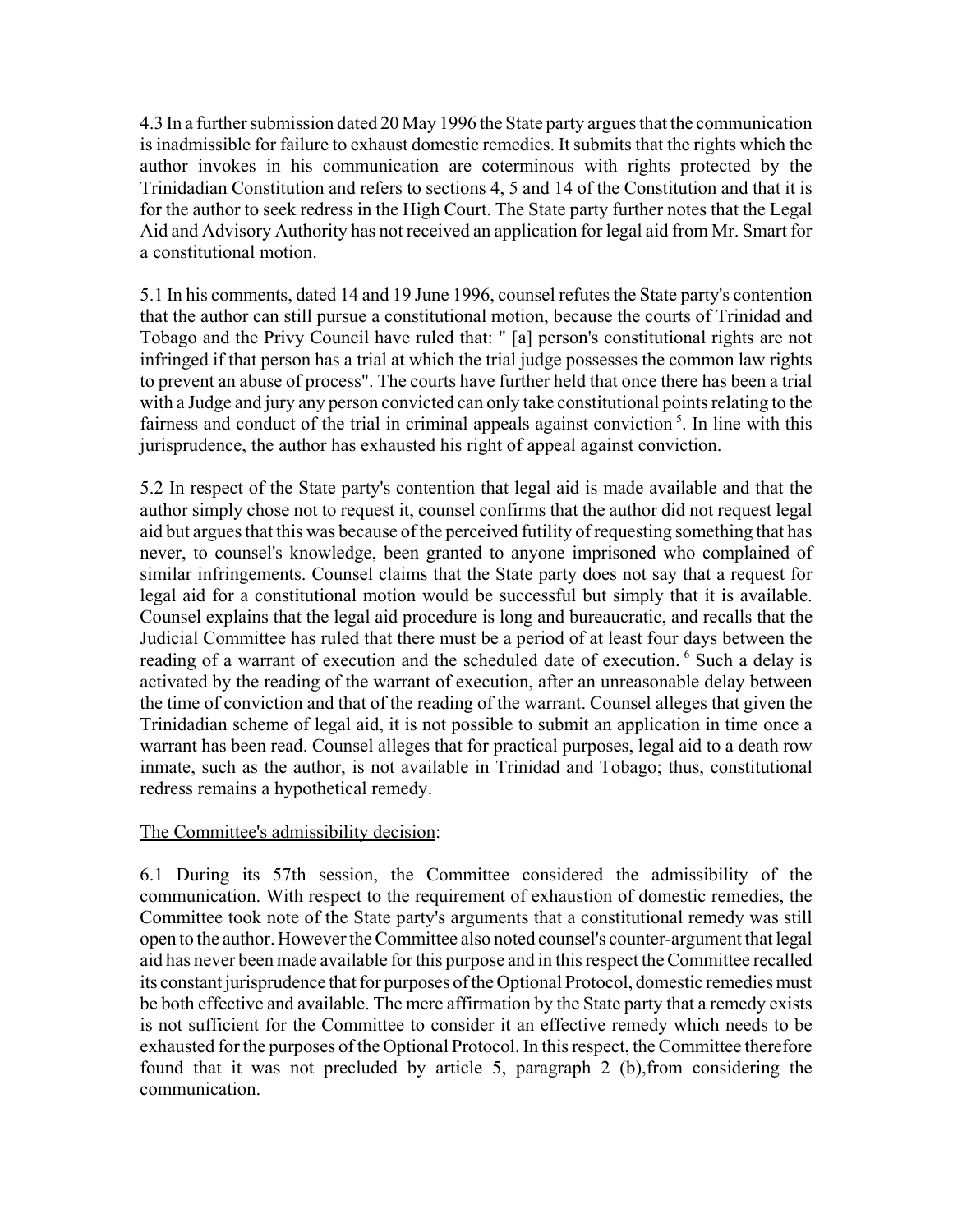4.3 In a further submission dated 20 May 1996 the State party argues that the communication is inadmissible for failure to exhaust domestic remedies. It submits that the rights which the author invokes in his communication are coterminous with rights protected by the Trinidadian Constitution and refers to sections 4, 5 and 14 of the Constitution and that it is for the author to seek redress in the High Court. The State party further notes that the Legal Aid and Advisory Authority has not received an application for legal aid from Mr. Smart for a constitutional motion.

5.1 In his comments, dated 14 and 19 June 1996, counsel refutes the State party's contention that the author can still pursue a constitutional motion, because the courts of Trinidad and Tobago and the Privy Council have ruled that: " [a] person's constitutional rights are not infringed if that person has a trial at which the trial judge possesses the common law rights to prevent an abuse of process". The courts have further held that once there has been a trial with a Judge and jury any person convicted can only take constitutional points relating to the fairness and conduct of the trial in criminal appeals against conviction [5]. In line with this jurisprudence, the author has exhausted his right of appeal against conviction.

5.2 In respect of the State party's contention that legal aid is made available and that the author simply chose not to request it, counsel confirms that the author did not request legal aid but argues that this was because of the perceived futility of requesting something that has never, to counsel's knowledge, been granted to anyone imprisoned who complained of similar infringements. Counsel claims that the State party does not say that a request for legal aid for a constitutional motion would be successful but simply that it is available. Counsel explains that the legal aid procedure is long and bureaucratic, and recalls that the Judicial Committee has ruled that there must be a period of at least four days between the reading of a warrant of execution and the scheduled date of execution. [6] Such a delay is activated by the reading of the warrant of execution, after an unreasonable delay between the time of conviction and that of the reading of the warrant. Counsel alleges that given the Trinidadian scheme of legal aid, it is not possible to submit an application in time once a warrant has been read. Counsel alleges that for practical purposes, legal aid to a death row inmate, such as the author, is not available in Trinidad and Tobago; thus, constitutional redress remains a hypothetical remedy.

The Committee's admissibility decision:

6.1 During its 57th session, the Committee considered the admissibility of the communication. With respect to the requirement of exhaustion of domestic remedies, the Committee took note of the State party's arguments that a constitutional remedy was still open to the author. However the Committee also noted counsel's counter-argument that legal aid has never been made available for this purpose and in this respect the Committee recalled its constant jurisprudence that for purposes of the Optional Protocol, domestic remedies must be both effective and available. The mere affirmation by the State party that a remedy exists is not sufficient for the Committee to consider it an effective remedy which needs to be exhausted for the purposes of the Optional Protocol. In this respect, the Committee therefore found that it was not precluded by article 5, paragraph 2 (b),from considering the communication.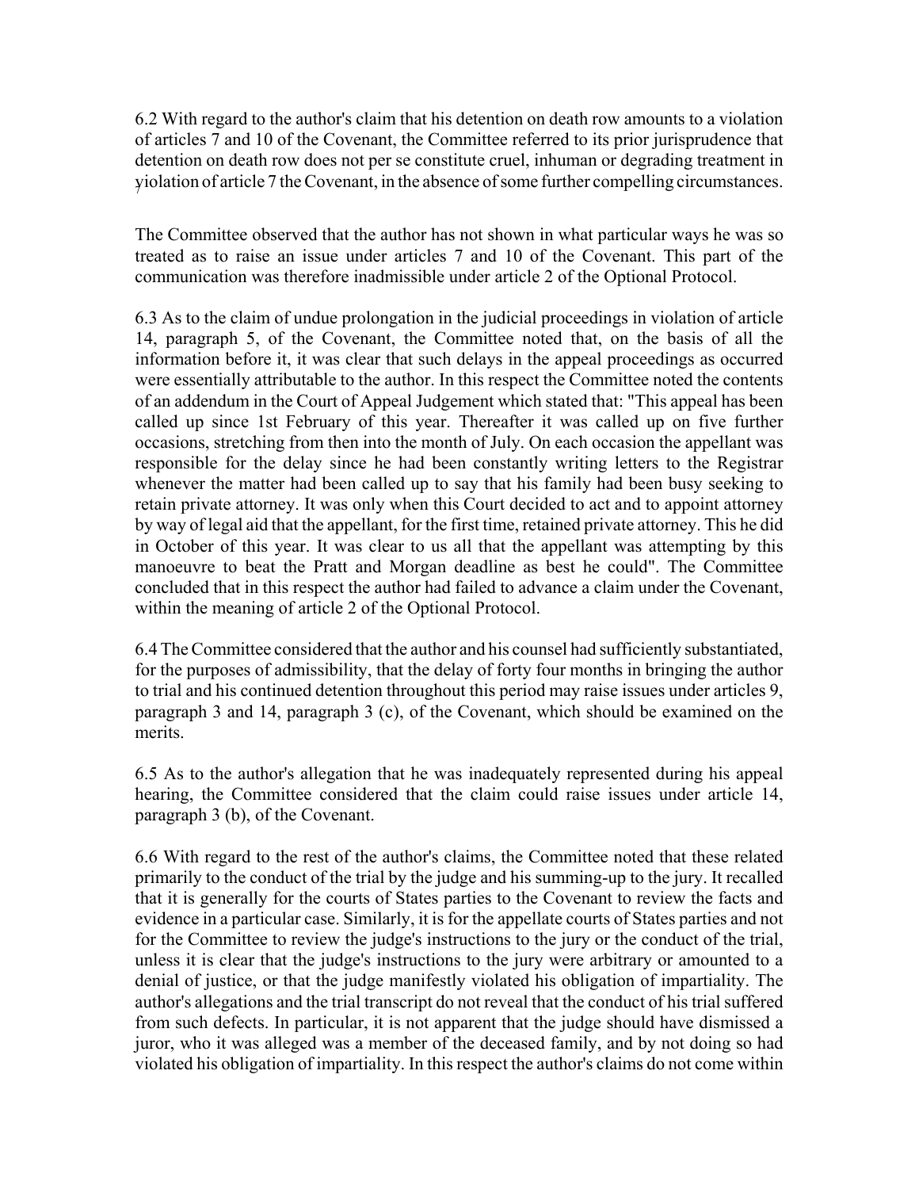6.2 With regard to the author's claim that his detention on death row amounts to a violation of articles 7 and 10 of the Covenant, the Committee referred to its prior jurisprudence that detention on death row does not per se constitute cruel, inhuman or degrading treatment in violation of article 7 the Covenant, in the absence of some further compelling circumstances.

The Committee observed that the author has not shown in what particular ways he was so treated as to raise an issue under articles 7 and 10 of the Covenant. This part of the communication was therefore inadmissible under article 2 of the Optional Protocol.

6.3 As to the claim of undue prolongation in the judicial proceedings in violation of article 14, paragraph 5, of the Covenant, the Committee noted that, on the basis of all the information before it, it was clear that such delays in the appeal proceedings as occurred were essentially attributable to the author. In this respect the Committee noted the contents of an addendum in the Court of Appeal Judgement which stated that: "This appeal has been called up since 1st February of this year. Thereafter it was called up on five further occasions, stretching from then into the month of July. On each occasion the appellant was responsible for the delay since he had been constantly writing letters to the Registrar whenever the matter had been called up to say that his family had been busy seeking to retain private attorney. It was only when this Court decided to act and to appoint attorney by way of legal aid that the appellant, for the first time, retained private attorney. This he did in October of this year. It was clear to us all that the appellant was attempting by this manoeuvre to beat the Pratt and Morgan deadline as best he could". The Committee concluded that in this respect the author had failed to advance a claim under the Covenant, within the meaning of article 2 of the Optional Protocol.

6.4 The Committee considered that the author and his counsel had sufficiently substantiated, for the purposes of admissibility, that the delay of forty four months in bringing the author to trial and his continued detention throughout this period may raise issues under articles 9, paragraph 3 and 14, paragraph 3 (c), of the Covenant, which should be examined on the merits.

6.5 As to the author's allegation that he was inadequately represented during his appeal hearing, the Committee considered that the claim could raise issues under article 14, paragraph 3 (b), of the Covenant.

6.6 With regard to the rest of the author's claims, the Committee noted that these related primarily to the conduct of the trial by the judge and his summing-up to the jury. It recalled that it is generally for the courts of States parties to the Covenant to review the facts and evidence in a particular case. Similarly, it is for the appellate courts of States parties and not for the Committee to review the judge's instructions to the jury or the conduct of the trial, unless it is clear that the judge's instructions to the jury were arbitrary or amounted to a denial of justice, or that the judge manifestly violated his obligation of impartiality. The author's allegations and the trial transcript do not reveal that the conduct of his trial suffered from such defects. In particular, it is not apparent that the judge should have dismissed a juror, who it was alleged was a member of the deceased family, and by not doing so had violated his obligation of impartiality. In this respect the author's claims do not come within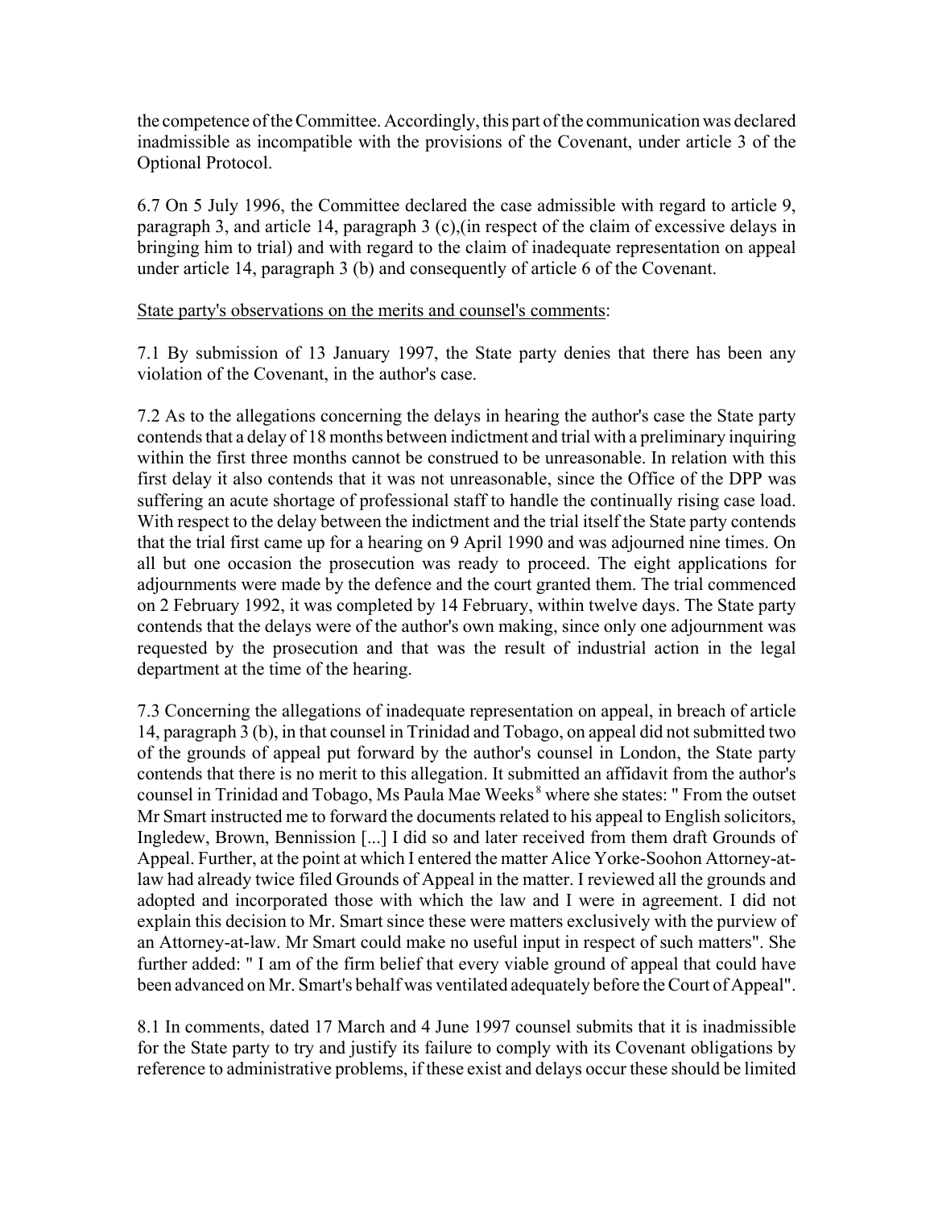the competence of the Committee. Accordingly, this part of the communication was declared inadmissible as incompatible with the provisions of the Covenant, under article 3 of the Optional Protocol.

6.7 On 5 July 1996, the Committee declared the case admissible with regard to article 9, paragraph 3, and article 14, paragraph 3 (c),(in respect of the claim of excessive delays in bringing him to trial) and with regard to the claim of inadequate representation on appeal under article 14, paragraph 3 (b) and consequently of article 6 of the Covenant.

<u>State party's observations on the merits and counsel's comments</u>:

7.1 By submission of 13 January 1997, the State party denies that there has been any violation of the Covenant, in the author's case.

7.2 As to the allegations concerning the delays in hearing the author's case the State party contends that a delay of 18 months between indictment and trial with a preliminary inquiring within the first three months cannot be construed to be unreasonable. In relation with this first delay it also contends that it was not unreasonable, since the Office of the DPP was suffering an acute shortage of professional staff to handle the continually rising case load. With respect to the delay between the indictment and the trial itself the State party contends that the trial first came up for a hearing on 9 April 1990 and was adjourned nine times. On all but one occasion the prosecution was ready to proceed. The eight applications for adjournments were made by the defence and the court granted them. The trial commenced on 2 February 1992, it was completed by 14 February, within twelve days. The State party contends that the delays were of the author's own making, since only one adjournment was requested by the prosecution and that was the result of industrial action in the legal department at the time of the hearing.

7.3 Concerning the allegations of inadequate representation on appeal, in breach of article 14, paragraph 3 (b), in that counsel in Trinidad and Tobago, on appeal did not submitted two of the grounds of appeal put forward by the author's counsel in London, the State party contends that there is no merit to this allegation. It submitted an affidavit from the author's counsel in Trinidad and Tobago, Ms Paula Mae Weeks[8] where she states: " From the outset Mr Smart instructed me to forward the documents related to his appeal to English solicitors, Ingledew, Brown, Bennisson [...] I did so and later received from them draft Grounds of Appeal. Further, at the point at which I entered the matter Alice Yorke-Soohon Attorney-at-law had already twice filed Grounds of Appeal in the matter. I reviewed all the grounds and adopted and incorporated those with which the law and I were in agreement. I did not explain this decision to Mr. Smart since these were matters exclusively with the purview of an Attorney-at-law. Mr Smart could make no useful input in respect of such matters". She further added: " I am of the firm belief that every viable ground of appeal that could have been advanced on Mr. Smart's behalf was ventilated adequately before the Court of Appeal".

8.1 In comments, dated 17 March and 4 June 1997 counsel submits that it is inadmissible for the State party to try and justify its failure to comply with its Covenant obligations by reference to administrative problems, if these exist and delays occur these should be limited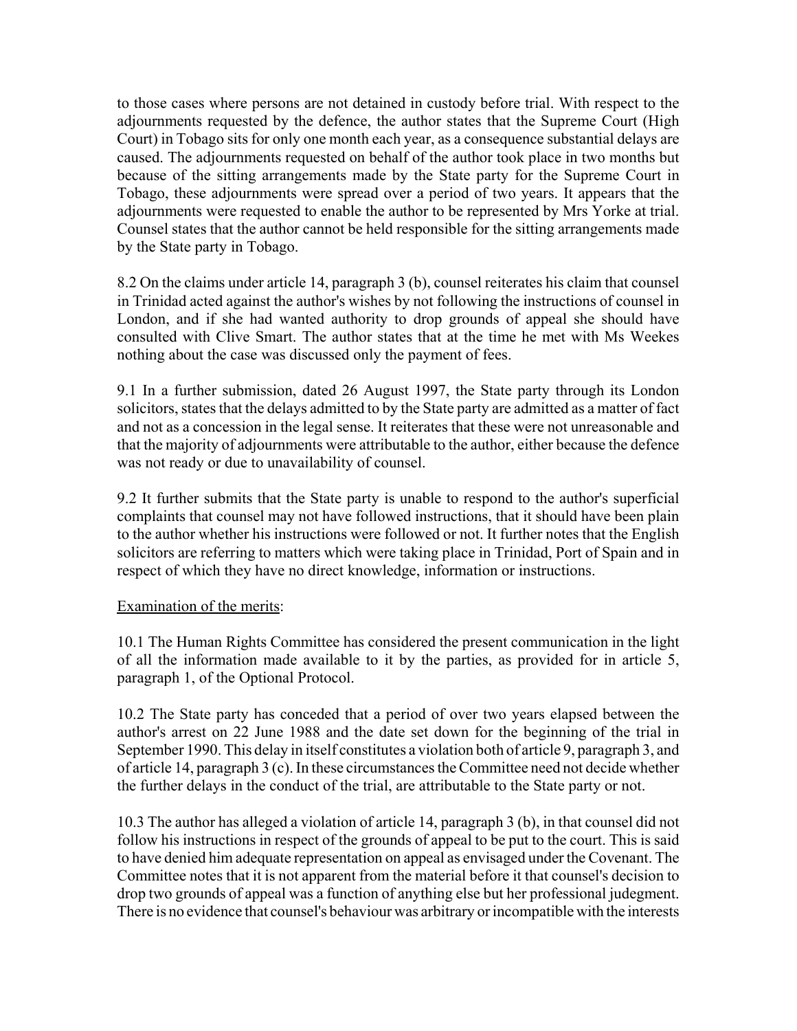to those cases where persons are not detained in custody before trial. With respect to the adjournments requested by the defence, the author states that the Supreme Court (High Court) in Tobago sits for only one month each year, as a consequence substantial delays are caused. The adjournments requested on behalf of the author took place in two months but because of the sitting arrangements made by the State party for the Supreme Court in Tobago, these adjournments were spread over a period of two years. It appears that the adjournments were requested to enable the author to be represented by Mrs Yorke at trial. Counsel states that the author cannot be held responsible for the sitting arrangements made by the State party in Tobago.

8.2 On the claims under article 14, paragraph 3 (b), counsel reiterates his claim that counsel in Trinidad acted against the author's wishes by not following the instructions of counsel in London, and if she had wanted authority to drop grounds of appeal she should have consulted with Clive Smart. The author states that at the time he met with Ms Weekes nothing about the case was discussed only the payment of fees.

9.1 In a further submission, dated 26 August 1997, the State party through its London solicitors, states that the delays admitted to by the State party are admitted as a matter of fact and not as a concession in the legal sense. It reiterates that these were not unreasonable and that the majority of adjournments were attributable to the author, either because the defence was not ready or due to unavailability of counsel.

9.2 It further submits that the State party is unable to respond to the author's superficial complaints that counsel may not have followed instructions, that it should have been plain to the author whether his instructions were followed or not. It further notes that the English solicitors are referring to matters which were taking place in Trinidad, Port of Spain and in respect of which they have no direct knowledge, information or instructions.

Examination of the merits:

10.1 The Human Rights Committee has considered the present communication in the light of all the information made available to it by the parties, as provided for in article 5, paragraph 1, of the Optional Protocol.

10.2 The State party has conceded that a period of over two years elapsed between the author's arrest on 22 June 1988 and the date set down for the beginning of the trial in September 1990. This delay in itself constitutes a violation both of article 9, paragraph 3, and of article 14, paragraph 3 (c). In these circumstances the Committee need not decide whether the further delays in the conduct of the trial, are attributable to the State party or not.

10.3 The author has alleged a violation of article 14, paragraph 3 (b), in that counsel did not follow his instructions in respect of the grounds of appeal to be put to the court. This is said to have denied him adequate representation on appeal as envisaged under the Covenant. The Committee notes that it is not apparent from the material before it that counsel's decision to drop two grounds of appeal was a function of anything else but her professional judgement. There is no evidence that counsel's behaviour was arbitrary or incompatible with the interests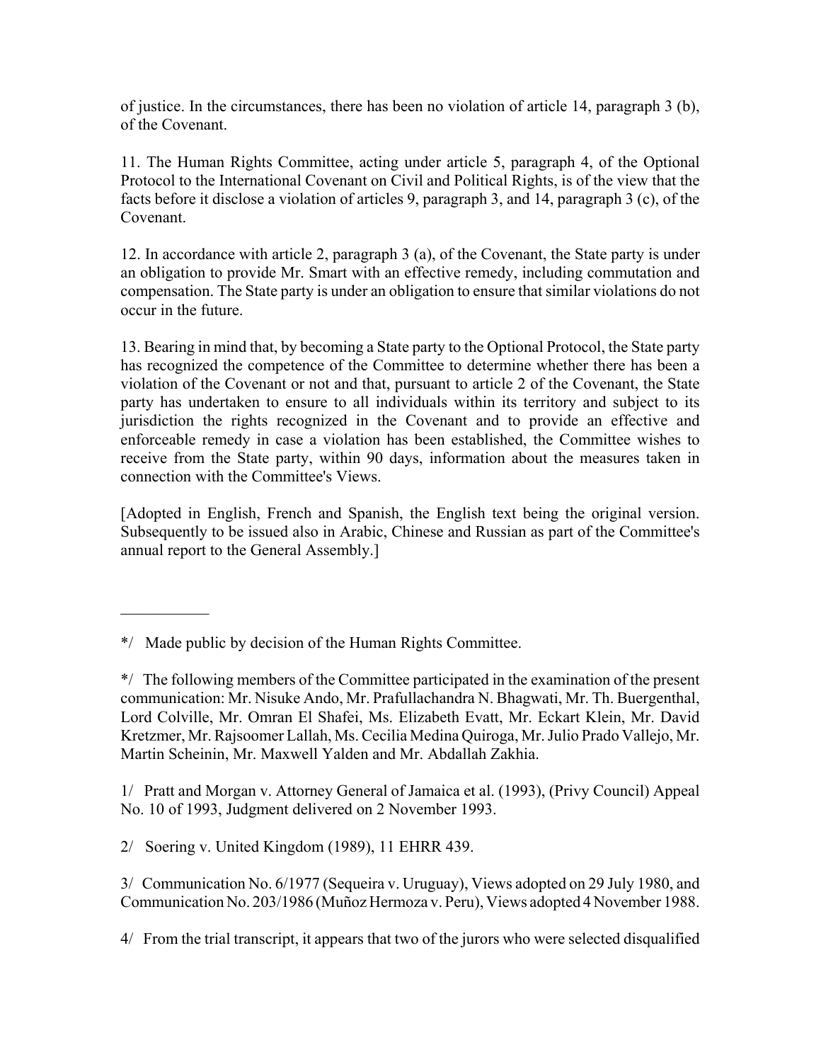of justice. In the circumstances, there has been no violation of article 14, paragraph 3 (b), of the Covenant.

11. The Human Rights Committee, acting under article 5, paragraph 4, of the Optional Protocol to the International Covenant on Civil and Political Rights, is of the view that the facts before it disclose a violation of articles 9, paragraph 3, and 14, paragraph 3 (c), of the Covenant.

12. In accordance with article 2, paragraph 3 (a), of the Covenant, the State party is under an obligation to provide Mr. Smart with an effective remedy, including commutation and compensation. The State party is under an obligation to ensure that similar violations do not occur in the future.

13. Bearing in mind that, by becoming a State party to the Optional Protocol, the State party has recognized the competence of the Committee to determine whether there has been a violation of the Covenant or not and that, pursuant to article 2 of the Covenant, the State party has undertaken to ensure to all individuals within its territory and subject to its jurisdiction the rights recognized in the Covenant and to provide an effective and enforceable remedy in case a violation has been established, the Committee wishes to receive from the State party, within 90 days, information about the measures taken in connection with the Committee's Views.

[Adopted in English, French and Spanish, the English text being the original version. Subsequently to be issued also in Arabic, Chinese and Russian as part of the Committee's annual report to the General Assembly.]

___________

*/ Made public by decision of the Human Rights Committee.

*/ The following members of the Committee participated in the examination of the present communication: Mr. Nisuke Ando, Mr. Prafullachandra N. Bhagwati, Mr. Th. Buergenthal, Lord Colville, Mr. Omran El Shafei, Ms. Elizabeth Evatt, Mr. Eckart Klein, Mr. David Kretzmer, Mr. Rajsoomer Lallah, Ms. Cecilia Medina Quiroga, Mr. Julio Prado Vallejo, Mr. Martin Scheinin, Mr. Maxwell Yalden and Mr. Abdallah Zakhia.

1/ Pratt and Morgan v. Attorney General of Jamaica et al. (1993), (Privy Council) Appeal No. 10 of 1993, Judgment delivered on 2 November 1993.

2/ Soering v. United Kingdom (1989), 11 EHRR 439.

3/ Communication No. 6/1977 (Sequeira v. Uruguay), Views adopted on 29 July 1980, and Communication No. 203/1986 (Muñoz Hermoza v. Peru), Views adopted 4 November 1988.

4/ From the trial transcript, it appears that two of the jurors who were selected disqualified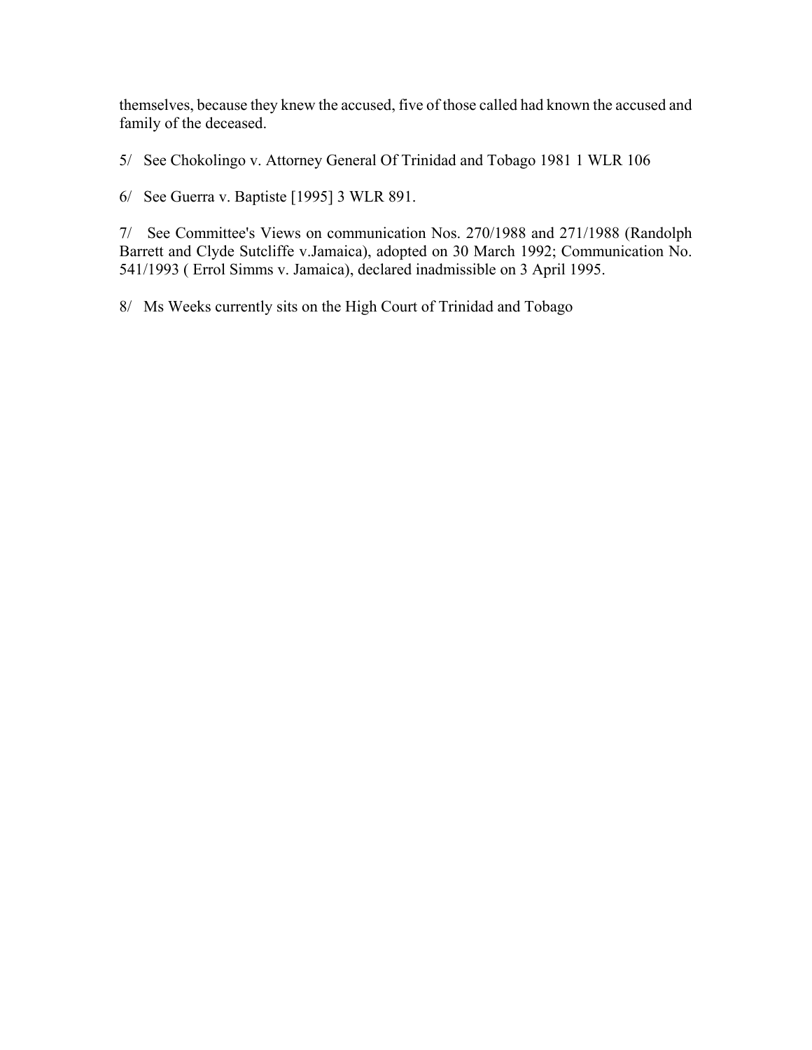themselves, because they knew the accused, five of those called had known the accused and family of the deceased.

5/ See Chokolingo v. Attorney General Of Trinidad and Tobago 1981 1 WLR 106

6/ See Guerra v. Baptiste [1995] 3 WLR 891.

7/ See Committee's Views on communication Nos. 270/1988 and 271/1988 (Randolph Barrett and Clyde Sutcliffe v.Jamaica), adopted on 30 March 1992; Communication No. 541/1993 ( Errol Simms v. Jamaica), declared inadmissible on 3 April 1995.

8/ Ms Weeks currently sits on the High Court of Trinidad and Tobago